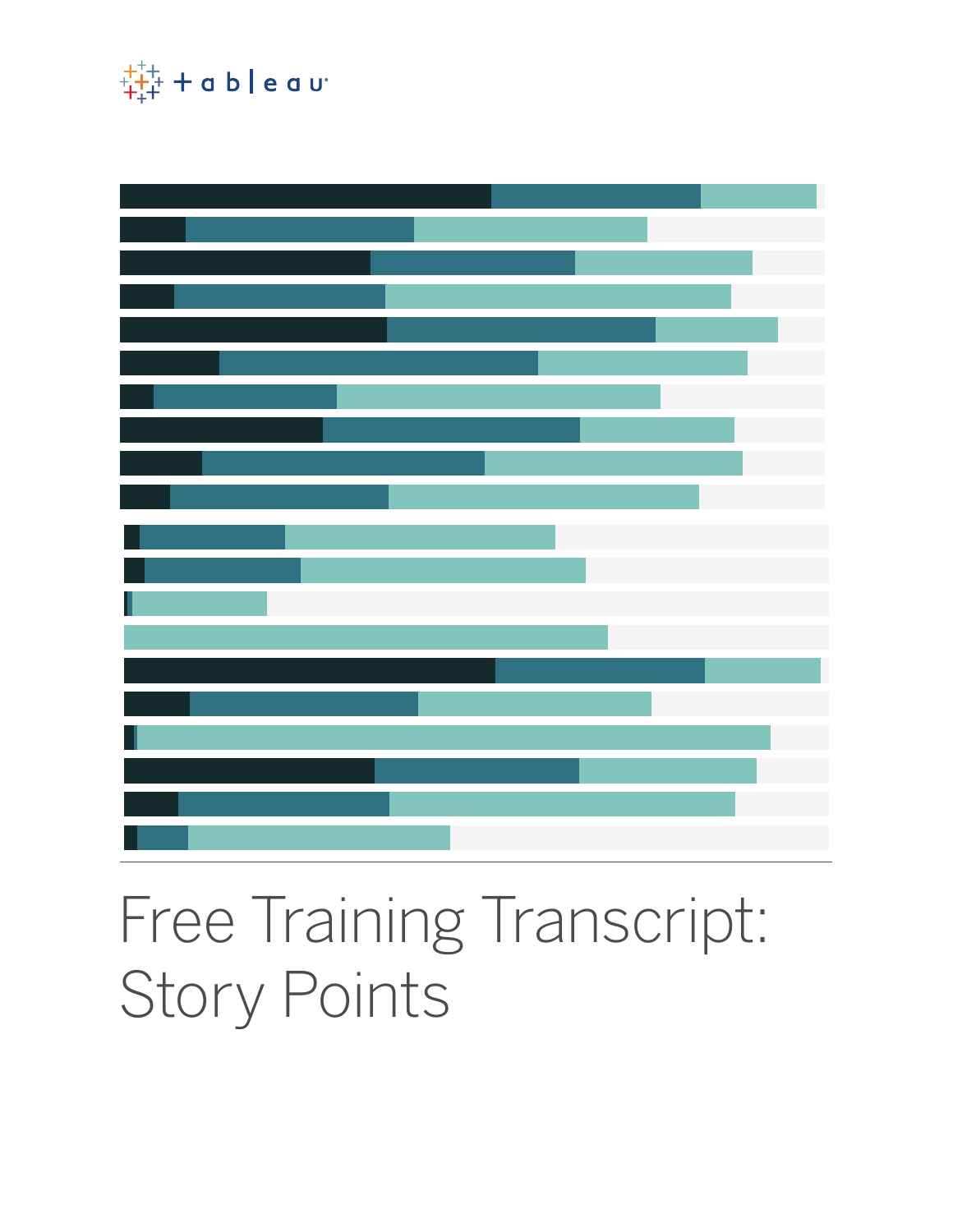# Free Training Transcript: Story Points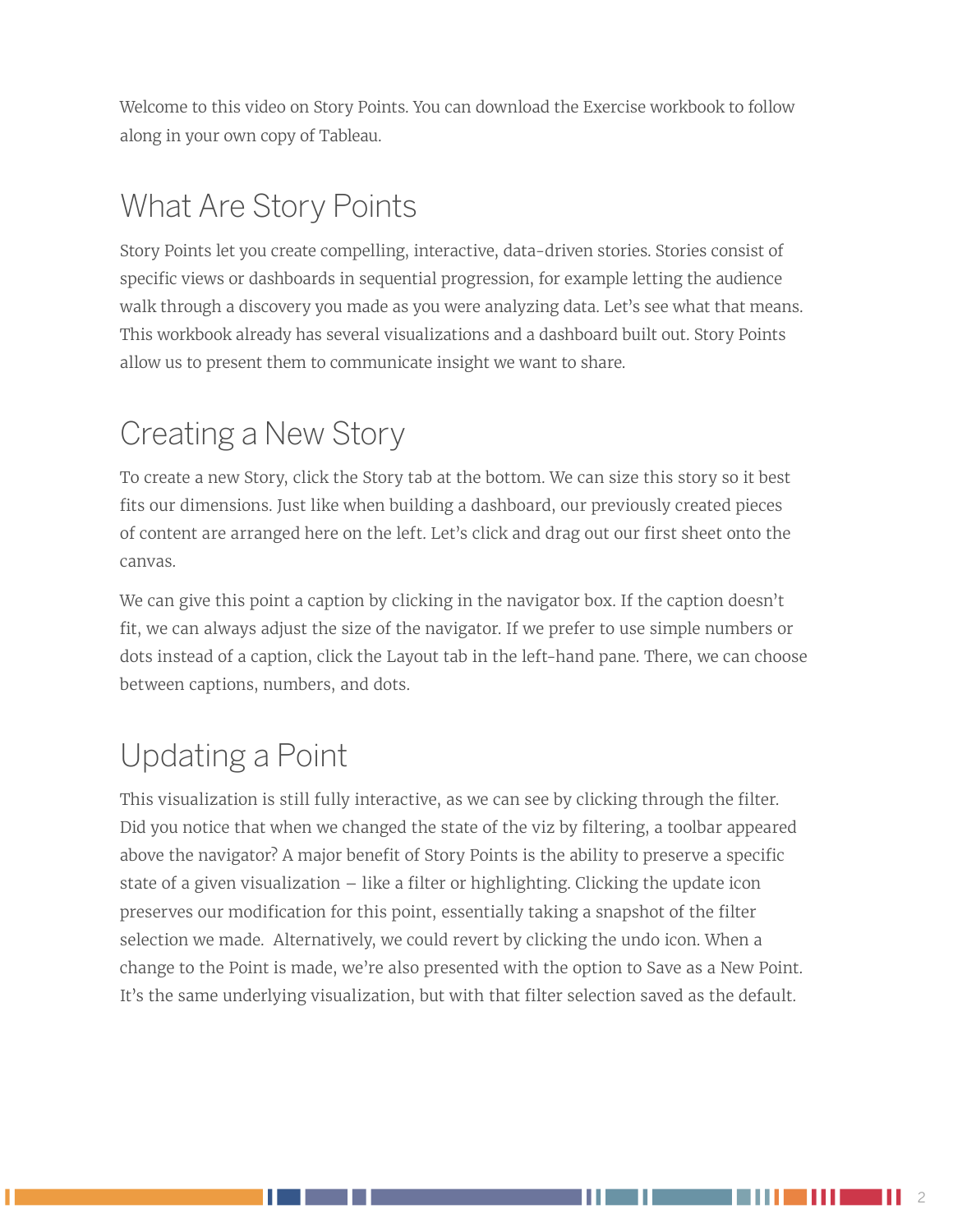Welcome to this video on Story Points. You can download the Exercise workbook to follow along in your own copy of Tableau.

## What Are Story Points

Story Points let you create compelling, interactive, data-driven stories. Stories consist of specific views or dashboards in sequential progression, for example letting the audience walk through a discovery you made as you were analyzing data. Let's see what that means. This workbook already has several visualizations and a dashboard built out. Story Points allow us to present them to communicate insight we want to share.

## Creating a New Story

To create a new Story, click the Story tab at the bottom. We can size this story so it best fits our dimensions. Just like when building a dashboard, our previously created pieces of content are arranged here on the left. Let's click and drag out our first sheet onto the canvas.

We can give this point a caption by clicking in the navigator box. If the caption doesn't fit, we can always adjust the size of the navigator. If we prefer to use simple numbers or dots instead of a caption, click the Layout tab in the left-hand pane. There, we can choose between captions, numbers, and dots.

## Updating a Point

This visualization is still fully interactive, as we can see by clicking through the filter. Did you notice that when we changed the state of the viz by filtering, a toolbar appeared above the navigator? A major benefit of Story Points is the ability to preserve a specific state of a given visualization – like a filter or highlighting. Clicking the update icon preserves our modification for this point, essentially taking a snapshot of the filter selection we made. Alternatively, we could revert by clicking the undo icon. When a change to the Point is made, we're also presented with the option to Save as a New Point. It's the same underlying visualization, but with that filter selection saved as the default.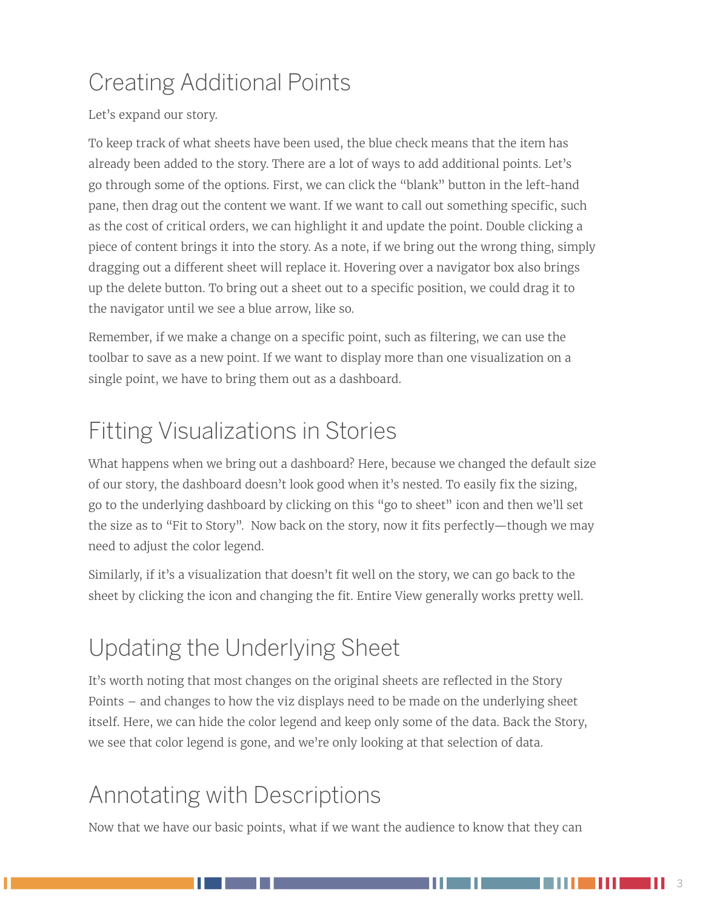## Creating Additional Points

Let's expand our story.

To keep track of what sheets have been used, the blue check means that the item has already been added to the story. There are a lot of ways to add additional points. Let's go through some of the options. First, we can click the "blank" button in the left-hand pane, then drag out the content we want. If we want to call out something specific, such as the cost of critical orders, we can highlight it and update the point. Double clicking a piece of content brings it into the story. As a note, if we bring out the wrong thing, simply dragging out a different sheet will replace it. Hovering over a navigator box also brings up the delete button. To bring out a sheet out to a specific position, we could drag it to the navigator until we see a blue arrow, like so.

Remember, if we make a change on a specific point, such as filtering, we can use the toolbar to save as a new point. If we want to display more than one visualization on a single point, we have to bring them out as a dashboard.

## Fitting Visualizations in Stories

What happens when we bring out a dashboard? Here, because we changed the default size of our story, the dashboard doesn't look good when it's nested. To easily fix the sizing, go to the underlying dashboard by clicking on this "go to sheet" icon and then we'll set the size as to "Fit to Story". Now back on the story, now it fits perfectly—though we may need to adjust the color legend.

Similarly, if it's a visualization that doesn't fit well on the story, we can go back to the sheet by clicking the icon and changing the fit. Entire View generally works pretty well.

## Updating the Underlying Sheet

It's worth noting that most changes on the original sheets are reflected in the Story Points – and changes to how the viz displays need to be made on the underlying sheet itself. Here, we can hide the color legend and keep only some of the data. Back the Story, we see that color legend is gone, and we're only looking at that selection of data.

## Annotating with Descriptions

Now that we have our basic points, what if we want the audience to know that they can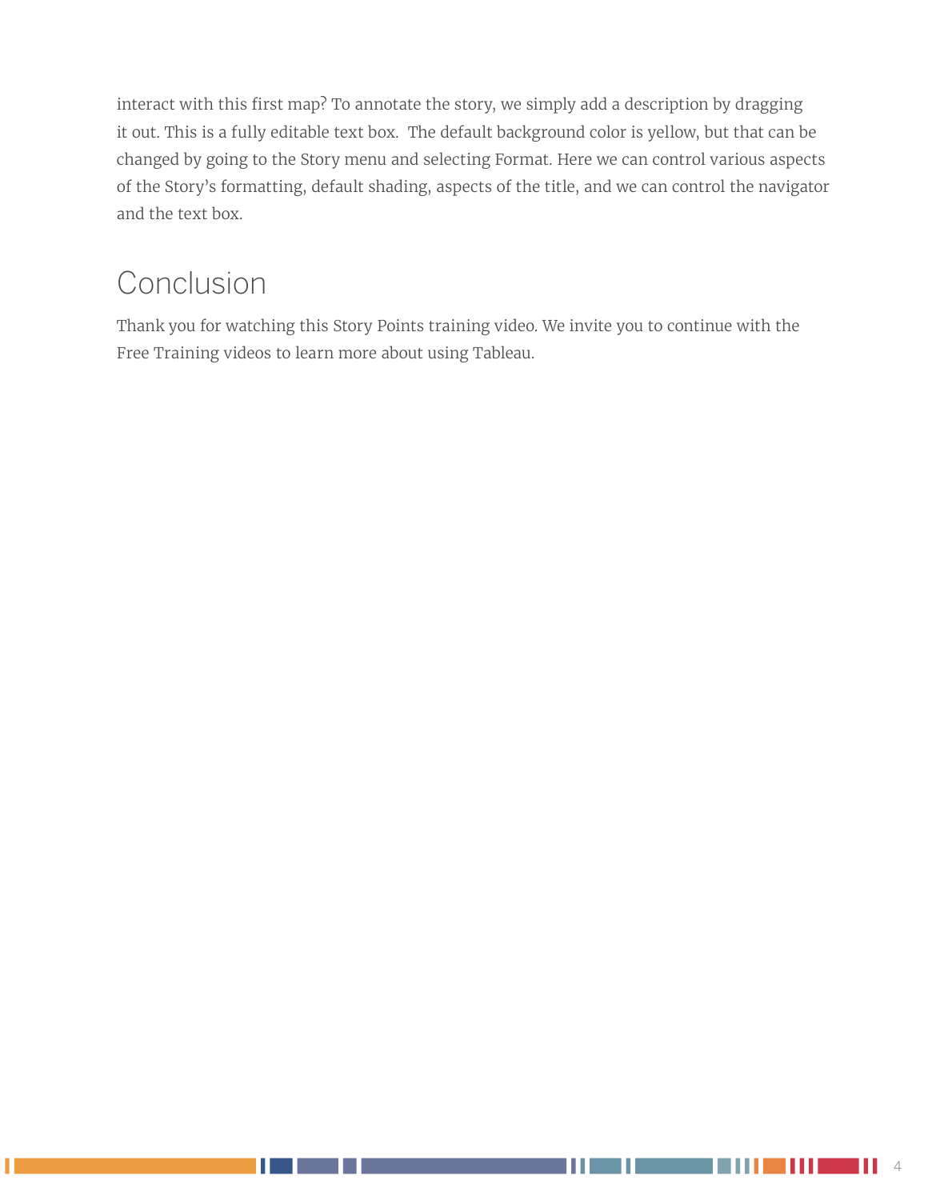interact with this first map? To annotate the story, we simply add a description by dragging it out. This is a fully editable text box. The default background color is yellow, but that can be changed by going to the Story menu and selecting Format. Here we can control various aspects of the Story's formatting, default shading, aspects of the title, and we can control the navigator and the text box.

## Conclusion

Thank you for watching this Story Points training video. We invite you to continue with the Free Training videos to learn more about using Tableau.